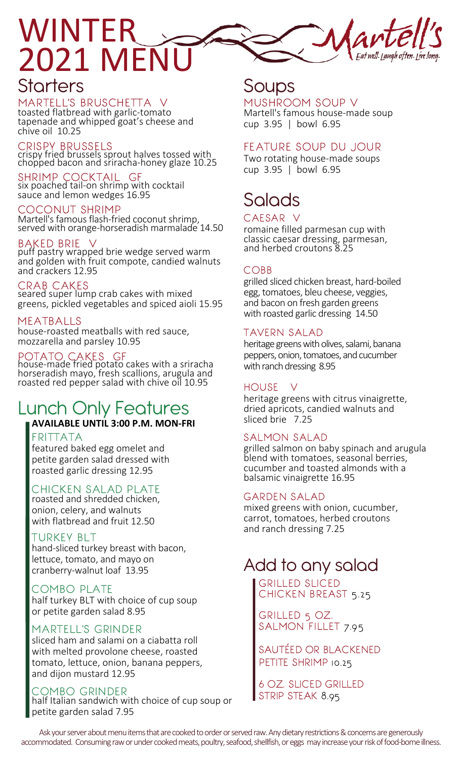# WINTER 2021 MENU

Martell's
*Eat well. Laugh often. Live long.*

## Starters

### MARTELL'S BRUSCHETTA V
toasted flatbread with garlic-tomato tapenade and whipped goat's cheese and chive oil 10.25

### CRISPY BRUSSELS
crispy fried brussels sprout halves tossed with chopped bacon and sriracha-honey glaze 10.25

### SHRIMP COCKTAIL GF
six poached tail-on shrimp with cocktail sauce and lemon wedges 16.95

### COCONUT SHRIMP
Martell's famous flash-fried coconut shrimp, served with orange-horseradish marmalade 14.50

### BAKED BRIE V
puff pastry wrapped brie wedge served warm and golden with fruit compote, candied walnuts and crackers 12.95

### CRAB CAKES
seared super lump crab cakes with mixed greens, pickled vegetables and spiced aioli 15.95

### MEATBALLS
house-roasted meatballs with red sauce, mozzarella and parsley 10.95

### POTATO CAKES GF
house-made fried potato cakes with a sriracha horseradish mayo, fresh scallions, arugula and roasted red pepper salad with chive oil 10.95

## Lunch Only Features

**AVAILABLE UNTIL 3:00 P.M. MON-FRI**

### FRITTATA
featured baked egg omelet and petite garden salad dressed with roasted garlic dressing 12.95

### CHICKEN SALAD PLATE
roasted and shredded chicken, onion, celery, and walnuts with flatbread and fruit 12.50

### TURKEY BLT
hand-sliced turkey breast with bacon, lettuce, tomato, and mayo on cranberry-walnut loaf 13.95

### COMBO PLATE
half turkey BLT with choice of cup soup or petite garden salad 8.95

### MARTELL'S GRINDER
sliced ham and salami on a ciabatta roll with melted provolone cheese, roasted tomato, lettuce, onion, banana peppers, and dijon mustard 12.95

### COMBO GRINDER
half Italian sandwich with choice of cup soup or petite garden salad 7.95

## Soups

### MUSHROOM SOUP V
Martell's famous house-made soup
cup 3.95 | bowl 6.95

### FEATURE SOUP DU JOUR
Two rotating house-made soups
cup 3.95 | bowl 6.95

## Salads

### CAESAR V
romaine filled parmesan cup with classic caesar dressing, parmesan, and herbed croutons 8.25

### COBB
grilled sliced chicken breast, hard-boiled egg, tomatoes, bleu cheese, veggies, and bacon on fresh garden greens with roasted garlic dressing 14.50

### TAVERN SALAD
heritage greens with olives, salami, banana peppers, onion, tomatoes, and cucumber with ranch dressing 8.95

### HOUSE V
heritage greens with citrus vinaigrette, dried apricots, candied walnuts and sliced brie 7.25

### SALMON SALAD
grilled salmon on baby spinach and arugula blend with tomatoes, seasonal berries, cucumber and toasted almonds with a balsamic vinaigrette 16.95

### GARDEN SALAD
mixed greens with onion, cucumber, carrot, tomatoes, herbed croutons and ranch dressing 7.25

## Add to any salad

- GRILLED SLICED CHICKEN BREAST 5.25
- GRILLED 5 OZ. SALMON FILLET 7.95
- SAUTÉED OR BLACKENED PETITE SHRIMP 10.25
- 6 OZ. SLICED GRILLED STRIP STEAK 8.95

Ask your server about menu items that are cooked to order or served raw. Any dietary restrictions & concerns are generously accommodated. Consuming raw or under cooked meats, poultry, seafood, shellfish, or eggs may increase your risk of food-borne illness.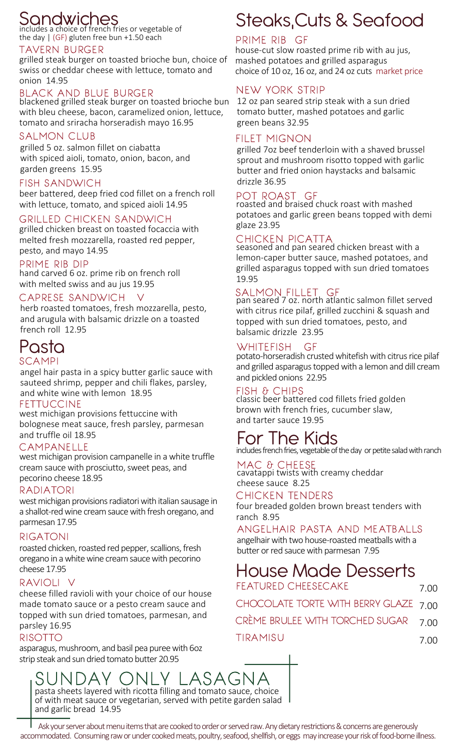# Sandwiches

includes a choice of french fries or vegetable of the day | (GF) gluten free bun +1.50 each

### TAVERN BURGER

grilled steak burger on toasted brioche bun, choice of swiss or cheddar cheese with lettuce, tomato and onion 14.95

### BLACK AND BLUE BURGER

blackened grilled steak burger on toasted brioche bun with bleu cheese, bacon, caramelized onion, lettuce, tomato and sriracha horseradish mayo 16.95

### SALMON CLUB

grilled 5 oz. salmon fillet on ciabatta with spiced aioli, tomato, onion, bacon, and garden greens 15.95

### FISH SANDWICH

beer battered, deep fried cod fillet on a french roll with lettuce, tomato, and spiced aioli 14.95

### GRILLED CHICKEN SANDWICH

grilled chicken breast on toasted focaccia with melted fresh mozzarella, roasted red pepper, pesto, and mayo 14.95

### PRIME RIB DIP

hand carved 6 oz. prime rib on french roll with melted swiss and au jus 19.95

### CAPRESE SANDWICH V

herb roasted tomatoes, fresh mozzarella, pesto, and arugula with balsamic drizzle on a toasted french roll 12.95

# Pasta

### SCAMPI

angel hair pasta in a spicy butter garlic sauce with sauteed shrimp, pepper and chili flakes, parsley, and white wine with lemon 18.95

### FETTUCCINE

west michigan provisions fettuccine with bolognese meat sauce, fresh parsley, parmesan and truffle oil 18.95

### CAMPANELLE

west michigan provision campanelle in a white truffle cream sauce with prosciutto, sweet peas, and pecorino cheese 18.95

### RADIATORI

west michigan provisions radiatori with italian sausage in a shallot-red wine cream sauce with fresh oregano, and parmesan 17.95

### RIGATONI

roasted chicken, roasted red pepper, scallions, fresh oregano in a white wine cream sauce with pecorino cheese 17.95

### RAVIOLI V

cheese filled ravioli with your choice of our house made tomato sauce or a pesto cream sauce and topped with sun dried tomatoes, parmesan, and parsley 16.95

### RISOTTO

asparagus, mushroom, and basil pea puree with 6oz strip steak and sun dried tomato butter 20.95

# Steaks, Cuts & Seafood

### PRIME RIB GF

house-cut slow roasted prime rib with au jus, mashed potatoes and grilled asparagus
choice of 10 oz, 16 oz, and 24 oz cuts market price

### NEW YORK STRIP

12 oz pan seared strip steak with a sun dried tomato butter, mashed potatoes and garlic green beans 32.95

### FILET MIGNON

grilled 7oz beef tenderloin with a shaved brussel sprout and mushroom risotto topped with garlic butter and fried onion haystacks and balsamic drizzle 36.95

### POT ROAST GF

roasted and braised chuck roast with mashed potatoes and garlic green beans topped with demi glaze 23.95

### CHICKEN PICATTA

seasoned and pan seared chicken breast with a lemon-caper butter sauce, mashed potatoes, and grilled asparagus topped with sun dried tomatoes 19.95

### SALMON FILLET GF

pan seared 7 oz. north atlantic salmon fillet served with citrus rice pilaf, grilled zucchini & squash and topped with sun dried tomatoes, pesto, and balsamic drizzle 23.95

### WHITEFISH GF

potato-horseradish crusted whitefish with citrus rice pilaf and grilled asparagus topped with a lemon and dill cream and pickled onions 22.95

### FISH & CHIPS

classic beer battered cod fillets fried golden brown with french fries, cucumber slaw, and tarter sauce 19.95

# For The Kids

includes french fries, vegetable of the day or petite salad with ranch

### MAC & CHEESE

cavatappi twists with creamy cheddar cheese sauce 8.25

### CHICKEN TENDERS

four breaded golden brown breast tenders with ranch 8.95

### ANGELHAIR PASTA AND MEATBALLS

angelhair with two house-roasted meatballs with a butter or red sauce with parmesan 7.95

# House Made Desserts

FEATURED CHEESECAKE 7.00

CHOCOLATE TORTE WITH BERRY GLAZE 7.00

CRÈME BRULEE WITH TORCHED SUGAR 7.00

TIRAMISU 7.00

# SUNDAY ONLY LASAGNA

pasta sheets layered with ricotta filling and tomato sauce, choice of with meat sauce or vegetarian, served with petite garden salad and garlic bread 14.95

Ask your server about menu items that are cooked to order or served raw. Any dietary restrictions & concerns are generously accommodated. Consuming raw or under cooked meats, poultry, seafood, shellfish, or eggs may increase your risk of food-borne illness.